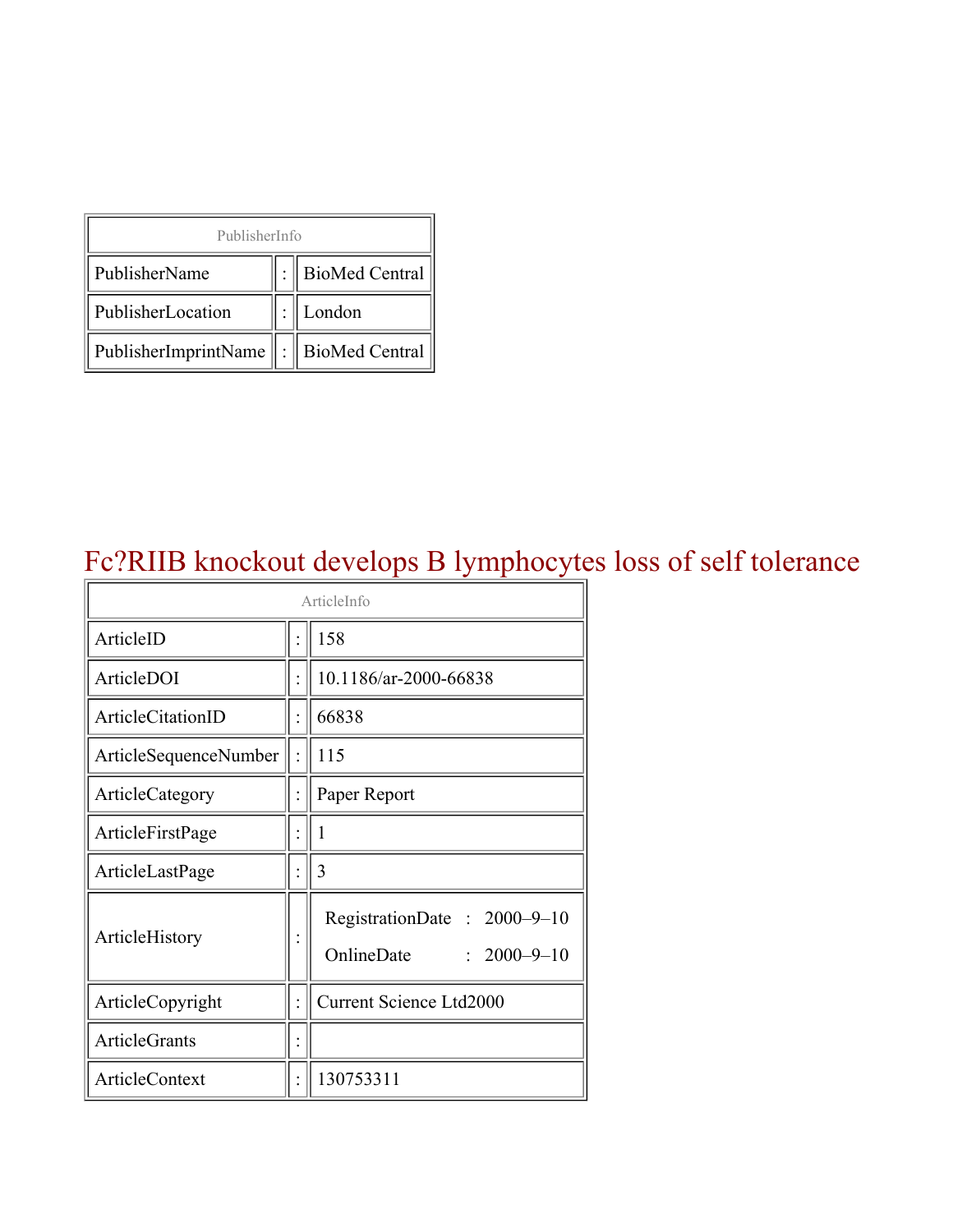| PublisherInfo | | |
|---|---|---|
| PublisherName | : | BioMed Central |
| PublisherLocation | : | London |
| PublisherImprintName | : | BioMed Central |

# Fc?RIIB knockout develops B lymphocytes loss of self tolerance

| ArticleInfo | | |
|---|---|---|
| ArticleID | : | 158 |
| ArticleDOI | : | 10.1186/ar-2000-66838 |
| ArticleCitationID | : | 66838 |
| ArticleSequenceNumber | : | 115 |
| ArticleCategory | : | Paper Report |
| ArticleFirstPage | : | 1 |
| ArticleLastPage | : | 3 |
| ArticleHistory | : | RegistrationDate : 2000–9–10<br>OnlineDate : 2000–9–10 |
| ArticleCopyright | : | Current Science Ltd2000 |
| ArticleGrants | : | |
| ArticleContext | : | 130753311 |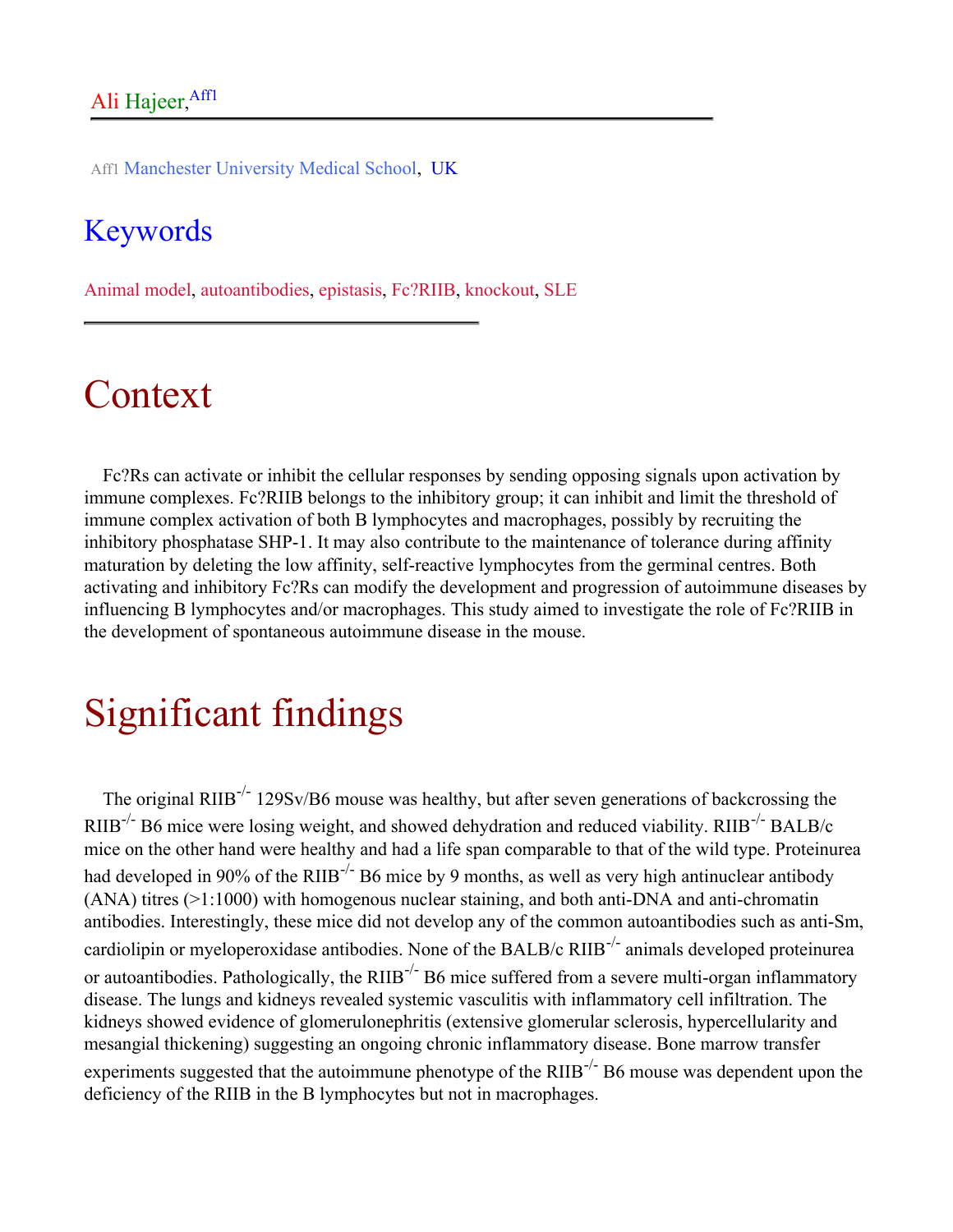Ali Hajeer,[Aff1]

Aff1 Manchester University Medical School, UK

## Keywords

Animal model, autoantibodies, epistasis, Fc?RIIB, knockout, SLE

# Context

Fc?Rs can activate or inhibit the cellular responses by sending opposing signals upon activation by immune complexes. Fc?RIIB belongs to the inhibitory group; it can inhibit and limit the threshold of immune complex activation of both B lymphocytes and macrophages, possibly by recruiting the inhibitory phosphatase SHP-1. It may also contribute to the maintenance of tolerance during affinity maturation by deleting the low affinity, self-reactive lymphocytes from the germinal centres. Both activating and inhibitory Fc?Rs can modify the development and progression of autoimmune diseases by influencing B lymphocytes and/or macrophages. This study aimed to investigate the role of Fc?RIIB in the development of spontaneous autoimmune disease in the mouse.

# Significant findings

The original RIIB$^{-/-}$ 129Sv/B6 mouse was healthy, but after seven generations of backcrossing the RIIB$^{-/-}$ B6 mice were losing weight, and showed dehydration and reduced viability. RIIB$^{-/-}$ BALB/c mice on the other hand were healthy and had a life span comparable to that of the wild type. Proteinurea had developed in 90% of the RIIB$^{-/-}$ B6 mice by 9 months, as well as very high antinuclear antibody (ANA) titres (>1:1000) with homogenous nuclear staining, and both anti-DNA and anti-chromatin antibodies. Interestingly, these mice did not develop any of the common autoantibodies such as anti-Sm, cardiolipin or myeloperoxidase antibodies. None of the BALB/c RIIB$^{-/-}$ animals developed proteinurea or autoantibodies. Pathologically, the RIIB$^{-/-}$ B6 mice suffered from a severe multi-organ inflammatory disease. The lungs and kidneys revealed systemic vasculitis with inflammatory cell infiltration. The kidneys showed evidence of glomerulonephritis (extensive glomerular sclerosis, hypercellularity and mesangial thickening) suggesting an ongoing chronic inflammatory disease. Bone marrow transfer experiments suggested that the autoimmune phenotype of the RIIB$^{-/-}$ B6 mouse was dependent upon the deficiency of the RIIB in the B lymphocytes but not in macrophages.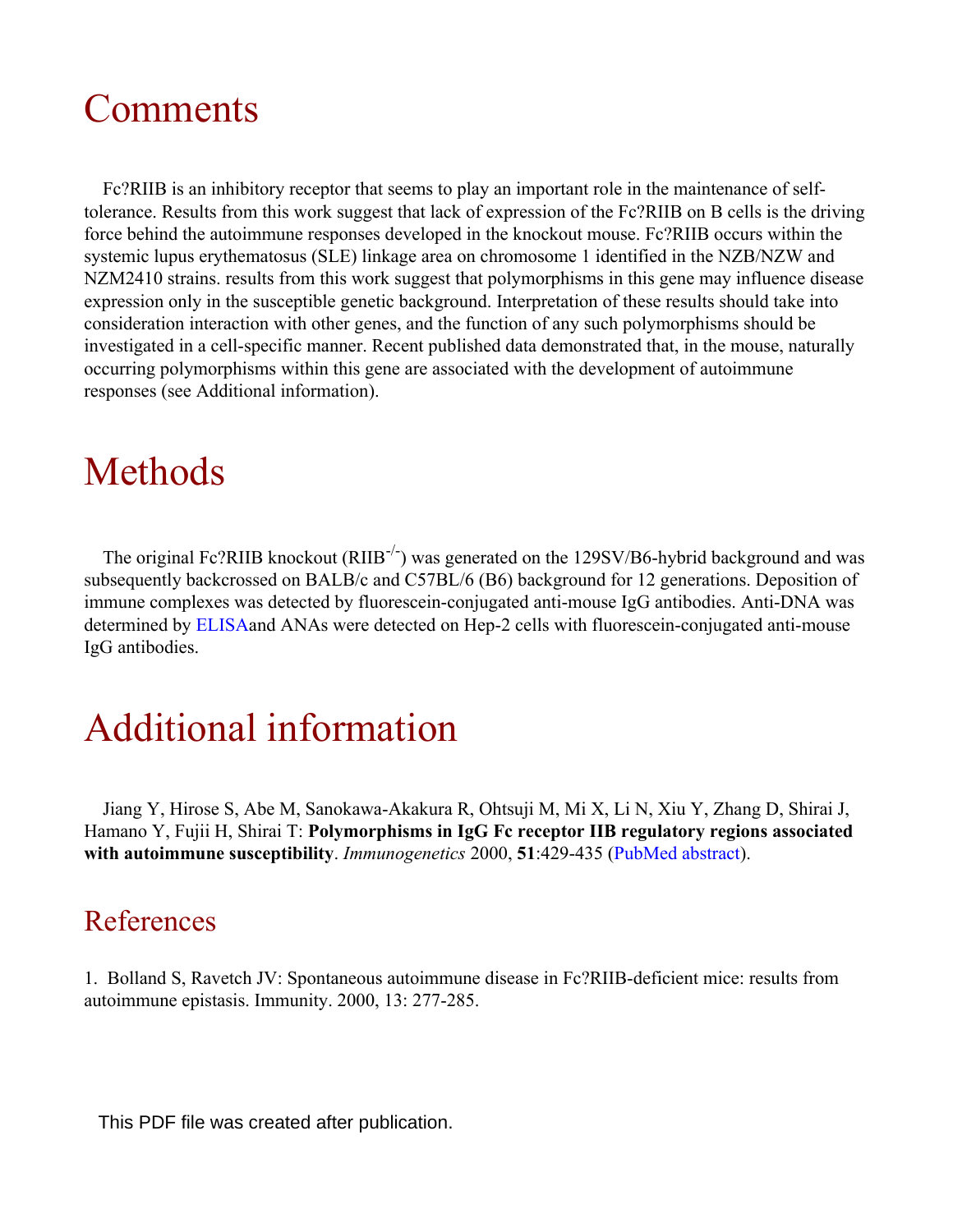# Comments

Fc?RIIB is an inhibitory receptor that seems to play an important role in the maintenance of self-tolerance. Results from this work suggest that lack of expression of the Fc?RIIB on B cells is the driving force behind the autoimmune responses developed in the knockout mouse. Fc?RIIB occurs within the systemic lupus erythematosus (SLE) linkage area on chromosome 1 identified in the NZB/NZW and NZM2410 strains. results from this work suggest that polymorphisms in this gene may influence disease expression only in the susceptible genetic background. Interpretation of these results should take into consideration interaction with other genes, and the function of any such polymorphisms should be investigated in a cell-specific manner. Recent published data demonstrated that, in the mouse, naturally occurring polymorphisms within this gene are associated with the development of autoimmune responses (see Additional information).

# Methods

The original Fc?RIIB knockout (RIIB$^{-/-}$) was generated on the 129SV/B6-hybrid background and was subsequently backcrossed on BALB/c and C57BL/6 (B6) background for 12 generations. Deposition of immune complexes was detected by fluorescein-conjugated anti-mouse IgG antibodies. Anti-DNA was determined by ELISAand ANAs were detected on Hep-2 cells with fluorescein-conjugated anti-mouse IgG antibodies.

# Additional information

Jiang Y, Hirose S, Abe M, Sanokawa-Akakura R, Ohtsuji M, Mi X, Li N, Xiu Y, Zhang D, Shirai J, Hamano Y, Fujii H, Shirai T: **Polymorphisms in IgG Fc receptor IIB regulatory regions associated with autoimmune susceptibility**. *Immunogenetics* 2000, **51**:429-435 (PubMed abstract).

## References

1. Bolland S, Ravetch JV: Spontaneous autoimmune disease in Fc?RIIB-deficient mice: results from autoimmune epistasis. Immunity. 2000, 13: 277-285.

This PDF file was created after publication.